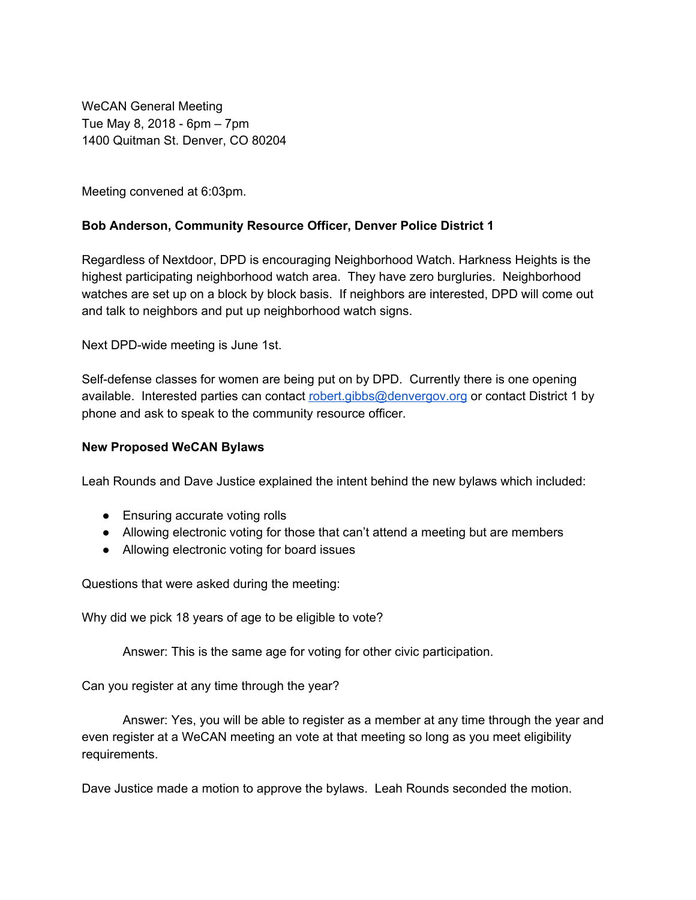WeCAN General Meeting
Tue May 8, 2018 - 6pm – 7pm
1400 Quitman St. Denver, CO 80204

Meeting convened at 6:03pm.

**Bob Anderson, Community Resource Officer, Denver Police District 1**

Regardless of Nextdoor, DPD is encouraging Neighborhood Watch. Harkness Heights is the highest participating neighborhood watch area. They have zero burgluries. Neighborhood watches are set up on a block by block basis. If neighbors are interested, DPD will come out and talk to neighbors and put up neighborhood watch signs.

Next DPD-wide meeting is June 1st.

Self-defense classes for women are being put on by DPD. Currently there is one opening available. Interested parties can contact robert.gibbs@denvergov.org or contact District 1 by phone and ask to speak to the community resource officer.

**New Proposed WeCAN Bylaws**

Leah Rounds and Dave Justice explained the intent behind the new bylaws which included:

- Ensuring accurate voting rolls
- Allowing electronic voting for those that can't attend a meeting but are members
- Allowing electronic voting for board issues

Questions that were asked during the meeting:

Why did we pick 18 years of age to be eligible to vote?

Answer: This is the same age for voting for other civic participation.

Can you register at any time through the year?

Answer: Yes, you will be able to register as a member at any time through the year and even register at a WeCAN meeting an vote at that meeting so long as you meet eligibility requirements.

Dave Justice made a motion to approve the bylaws. Leah Rounds seconded the motion.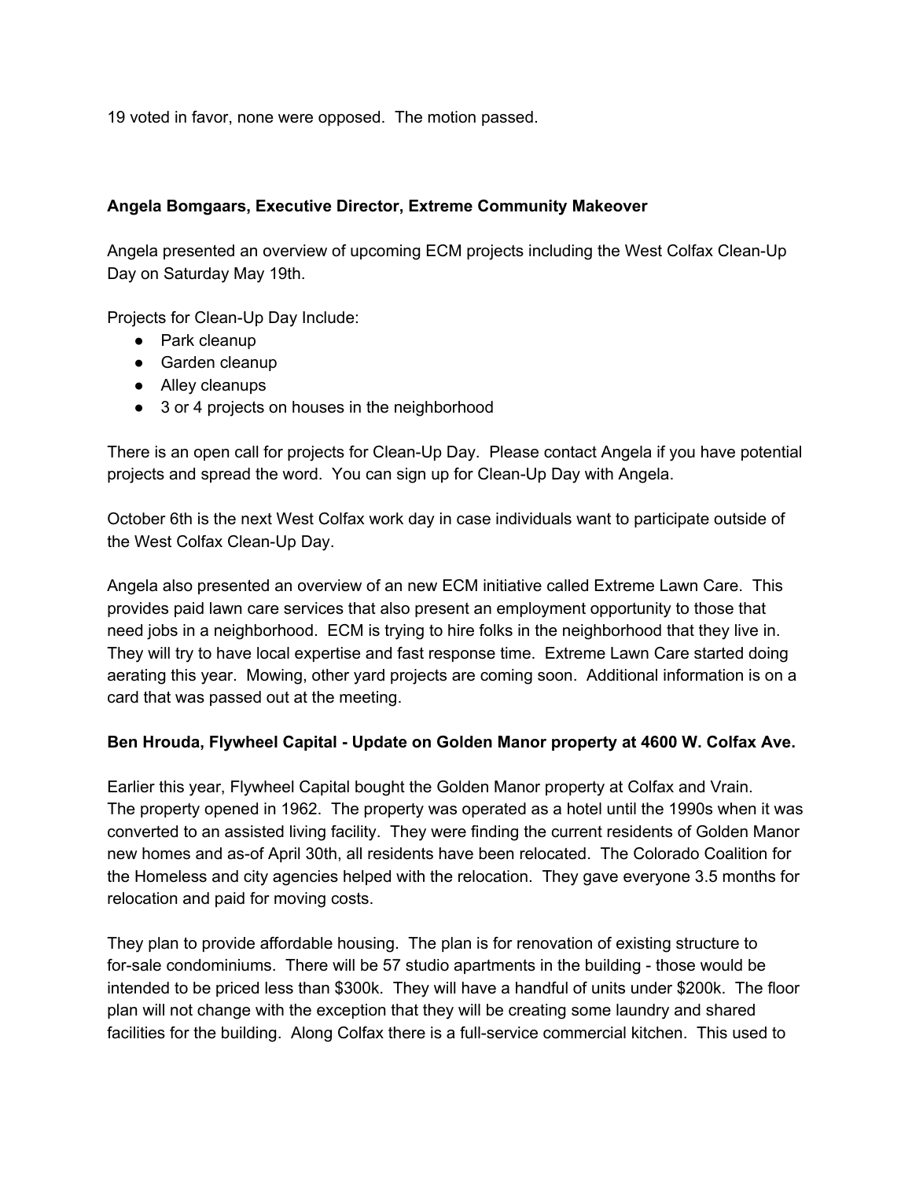19 voted in favor, none were opposed.  The motion passed.

**Angela Bomgaars, Executive Director, Extreme Community Makeover**

Angela presented an overview of upcoming ECM projects including the West Colfax Clean-Up Day on Saturday May 19th.

Projects for Clean-Up Day Include:

- Park cleanup
- Garden cleanup
- Alley cleanups
- 3 or 4 projects on houses in the neighborhood

There is an open call for projects for Clean-Up Day.  Please contact Angela if you have potential projects and spread the word.  You can sign up for Clean-Up Day with Angela.

October 6th is the next West Colfax work day in case individuals want to participate outside of the West Colfax Clean-Up Day.

Angela also presented an overview of an new ECM initiative called Extreme Lawn Care.  This provides paid lawn care services that also present an employment opportunity to those that need jobs in a neighborhood.  ECM is trying to hire folks in the neighborhood that they live in. They will try to have local expertise and fast response time.  Extreme Lawn Care started doing aerating this year.  Mowing, other yard projects are coming soon.  Additional information is on a card that was passed out at the meeting.

**Ben Hrouda, Flywheel Capital - Update on Golden Manor property at 4600 W. Colfax Ave.**

Earlier this year, Flywheel Capital bought the Golden Manor property at Colfax and Vrain. The property opened in 1962.  The property was operated as a hotel until the 1990s when it was converted to an assisted living facility.  They were finding the current residents of Golden Manor new homes and as-of April 30th, all residents have been relocated.  The Colorado Coalition for the Homeless and city agencies helped with the relocation.  They gave everyone 3.5 months for relocation and paid for moving costs.

They plan to provide affordable housing.  The plan is for renovation of existing structure to for-sale condominiums.  There will be 57 studio apartments in the building - those would be intended to be priced less than $300k.  They will have a handful of units under $200k.  The floor plan will not change with the exception that they will be creating some laundry and shared facilities for the building.  Along Colfax there is a full-service commercial kitchen.  This used to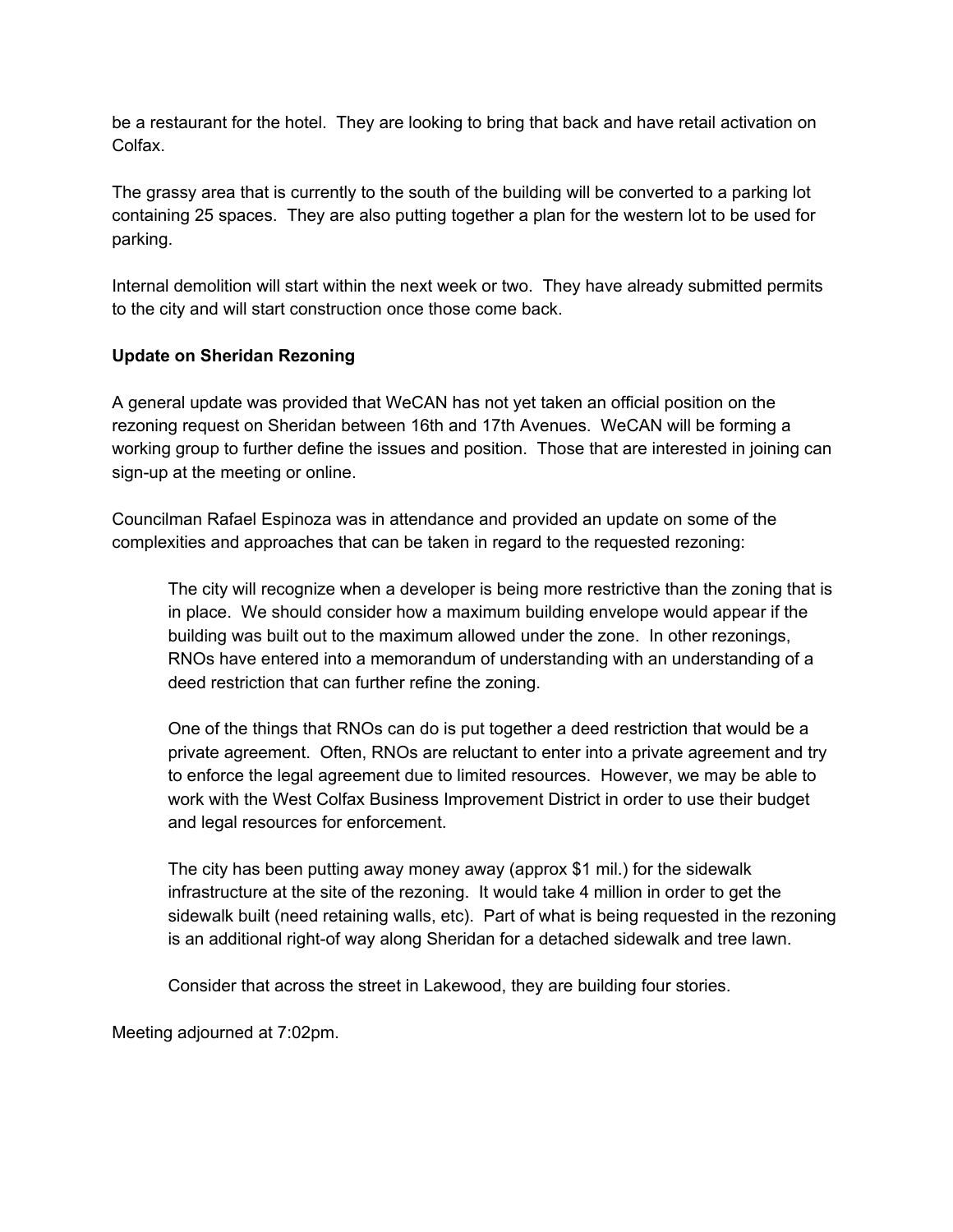be a restaurant for the hotel. They are looking to bring that back and have retail activation on Colfax.

The grassy area that is currently to the south of the building will be converted to a parking lot containing 25 spaces. They are also putting together a plan for the western lot to be used for parking.

Internal demolition will start within the next week or two. They have already submitted permits to the city and will start construction once those come back.

**Update on Sheridan Rezoning**

A general update was provided that WeCAN has not yet taken an official position on the rezoning request on Sheridan between 16th and 17th Avenues. WeCAN will be forming a working group to further define the issues and position. Those that are interested in joining can sign-up at the meeting or online.

Councilman Rafael Espinoza was in attendance and provided an update on some of the complexities and approaches that can be taken in regard to the requested rezoning:

> The city will recognize when a developer is being more restrictive than the zoning that is in place. We should consider how a maximum building envelope would appear if the building was built out to the maximum allowed under the zone. In other rezonings, RNOs have entered into a memorandum of understanding with an understanding of a deed restriction that can further refine the zoning.
>
> One of the things that RNOs can do is put together a deed restriction that would be a private agreement. Often, RNOs are reluctant to enter into a private agreement and try to enforce the legal agreement due to limited resources. However, we may be able to work with the West Colfax Business Improvement District in order to use their budget and legal resources for enforcement.
>
> The city has been putting away money away (approx $1 mil.) for the sidewalk infrastructure at the site of the rezoning. It would take 4 million in order to get the sidewalk built (need retaining walls, etc). Part of what is being requested in the rezoning is an additional right-of way along Sheridan for a detached sidewalk and tree lawn.
>
> Consider that across the street in Lakewood, they are building four stories.

Meeting adjourned at 7:02pm.